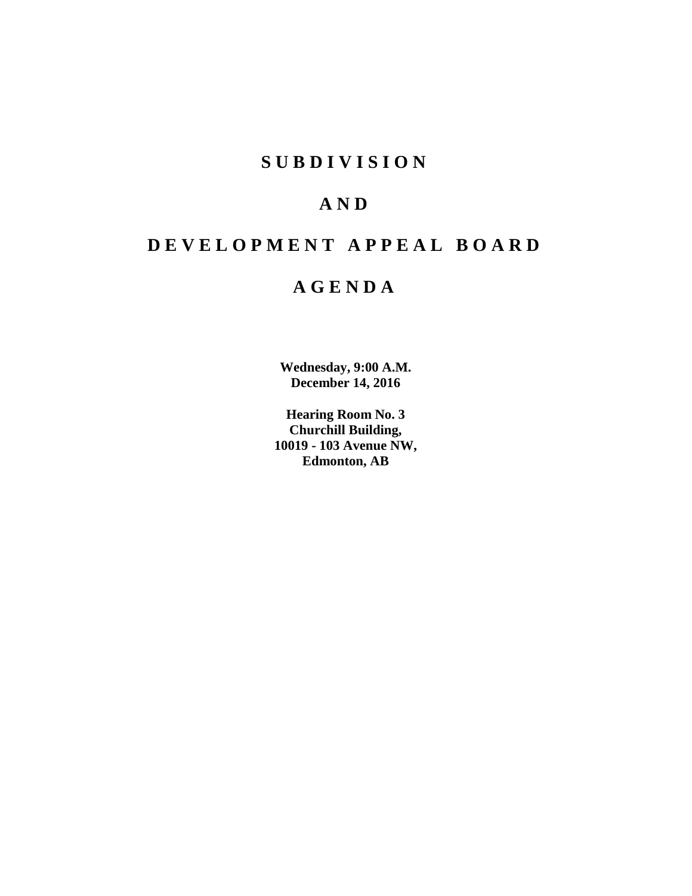# S U B D I V I S I O N

# A N D

# D E V E L O P M E N T   A P P E A L   B O A R D

# A G E N D A

**Wednesday, 9:00 A.M.**
**December 14, 2016**

**Hearing Room No. 3**
**Churchill Building,**
**10019 - 103 Avenue NW,**
**Edmonton, AB**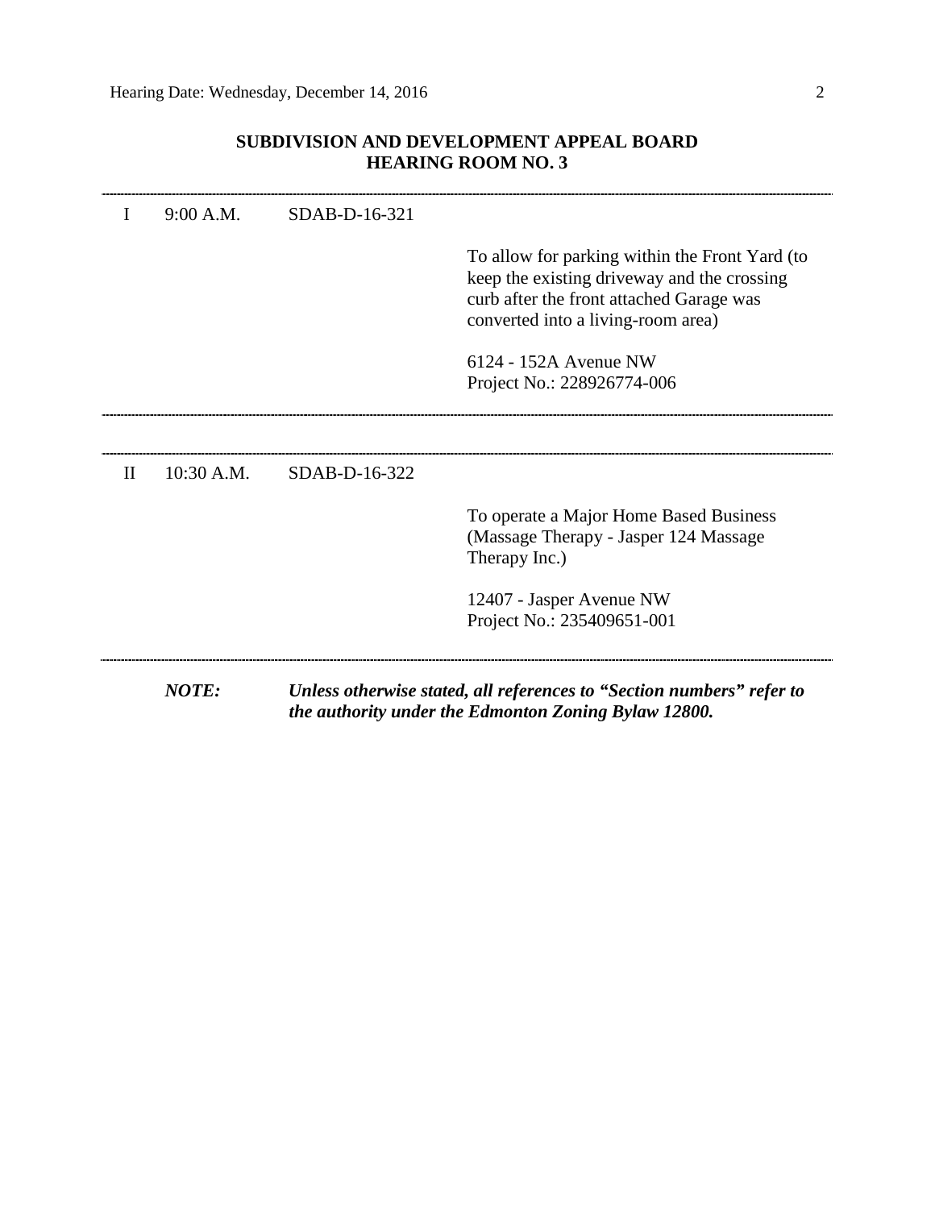## SUBDIVISION AND DEVELOPMENT APPEAL BOARD
## HEARING ROOM NO. 3

---

| | | | |
|---|---|---|---|
| I | 9:00 A.M. | SDAB-D-16-321 | |
| | | | To allow for parking within the Front Yard (to keep the existing driveway and the crossing curb after the front attached Garage was converted into a living-room area) |
| | | | 6124 - 152A Avenue NW<br>Project No.: 228926774-006 |

---

| | | | |
|---|---|---|---|
| II | 10:30 A.M. | SDAB-D-16-322 | |
| | | | To operate a Major Home Based Business (Massage Therapy - Jasper 124 Massage Therapy Inc.) |
| | | | 12407 - Jasper Avenue NW<br>Project No.: 235409651-001 |

---

***NOTE:*** ***Unless otherwise stated, all references to "Section numbers" refer to the authority under the Edmonton Zoning Bylaw 12800.***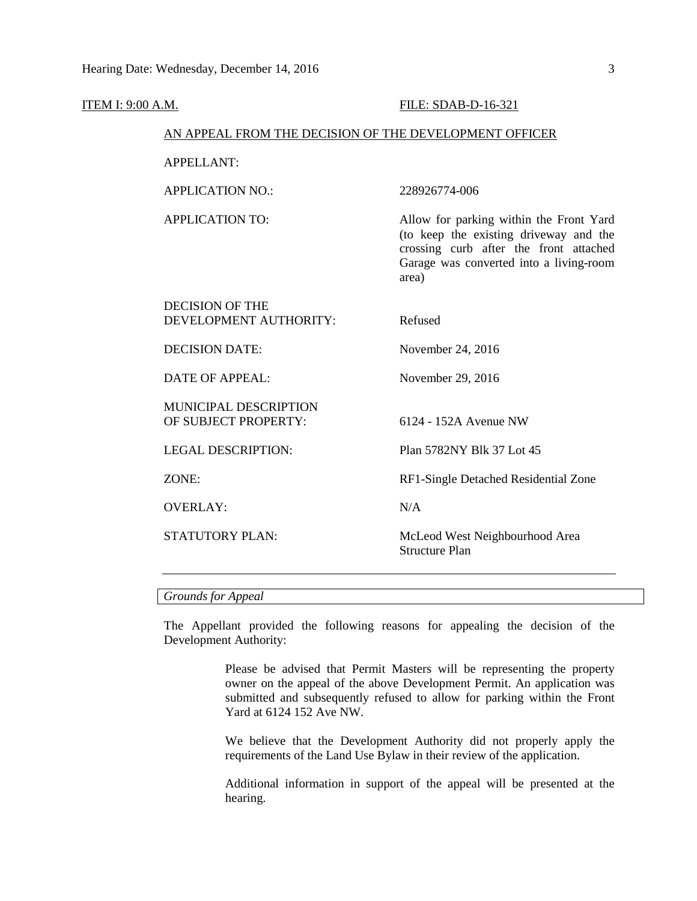ITEM I: 9:00 A.M. FILE: SDAB-D-16-321

AN APPEAL FROM THE DECISION OF THE DEVELOPMENT OFFICER

| | |
|---|---|
| APPELLANT: | |
| APPLICATION NO.: | 228926774-006 |
| APPLICATION TO: | Allow for parking within the Front Yard (to keep the existing driveway and the crossing curb after the front attached Garage was converted into a living-room area) |
| DECISION OF THE DEVELOPMENT AUTHORITY: | Refused |
| DECISION DATE: | November 24, 2016 |
| DATE OF APPEAL: | November 29, 2016 |
| MUNICIPAL DESCRIPTION OF SUBJECT PROPERTY: | 6124 - 152A Avenue NW |
| LEGAL DESCRIPTION: | Plan 5782NY Blk 37 Lot 45 |
| ZONE: | RF1-Single Detached Residential Zone |
| OVERLAY: | N/A |
| STATUTORY PLAN: | McLeod West Neighbourhood Area Structure Plan |

---

*Grounds for Appeal*

The Appellant provided the following reasons for appealing the decision of the Development Authority:

> Please be advised that Permit Masters will be representing the property owner on the appeal of the above Development Permit. An application was submitted and subsequently refused to allow for parking within the Front Yard at 6124 152 Ave NW.
>
> We believe that the Development Authority did not properly apply the requirements of the Land Use Bylaw in their review of the application.
>
> Additional information in support of the appeal will be presented at the hearing.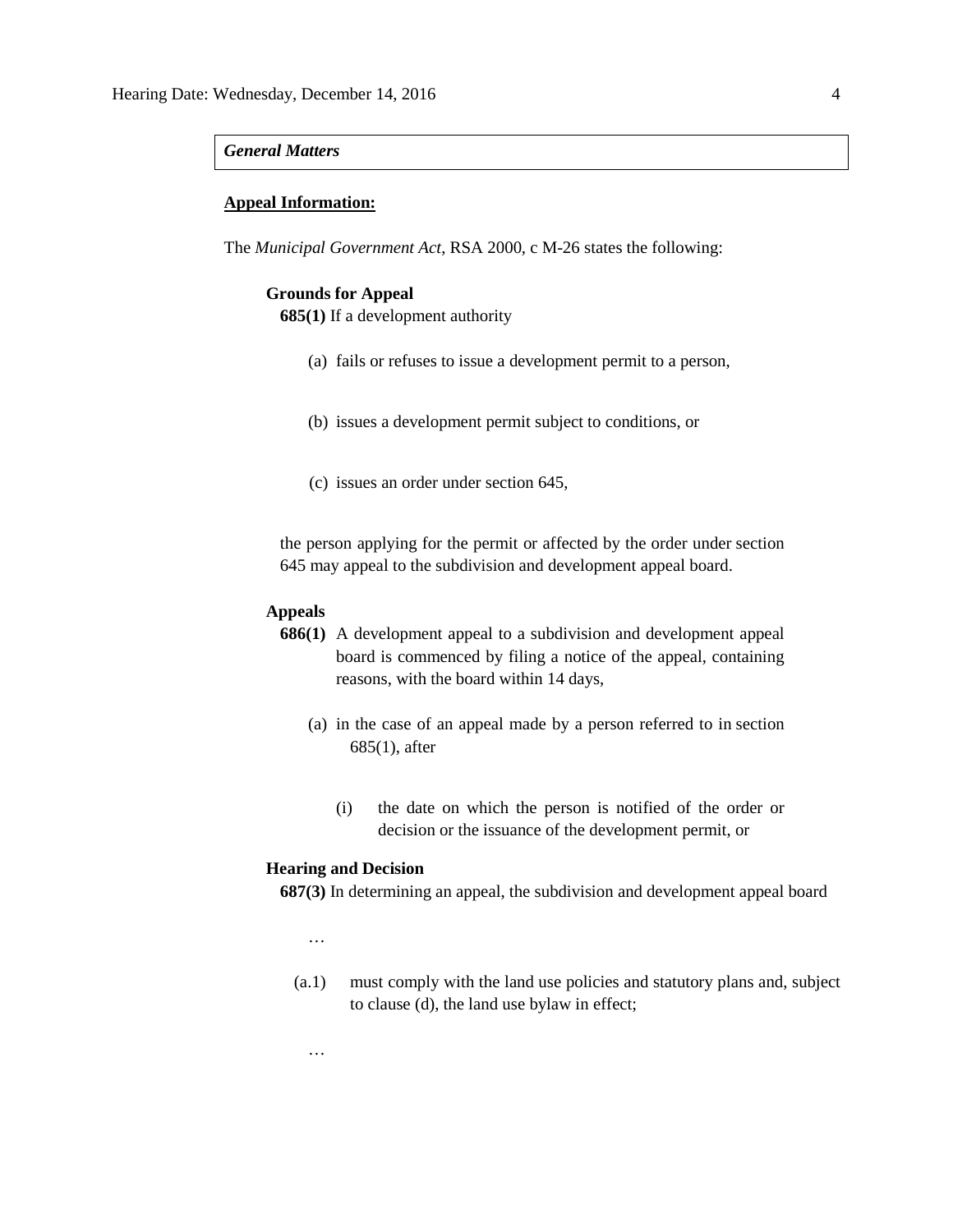*General Matters*

**Appeal Information:**

The *Municipal Government Act*, RSA 2000, c M-26 states the following:

**Grounds for Appeal**

**685(1)** If a development authority

(a) fails or refuses to issue a development permit to a person,

(b) issues a development permit subject to conditions, or

(c) issues an order under section 645,

the person applying for the permit or affected by the order under section 645 may appeal to the subdivision and development appeal board.

**Appeals**

**686(1)** A development appeal to a subdivision and development appeal board is commenced by filing a notice of the appeal, containing reasons, with the board within 14 days,

(a) in the case of an appeal made by a person referred to in section 685(1), after

(i) the date on which the person is notified of the order or decision or the issuance of the development permit, or

**Hearing and Decision**

**687(3)** In determining an appeal, the subdivision and development appeal board

…

(a.1) must comply with the land use policies and statutory plans and, subject to clause (d), the land use bylaw in effect;

…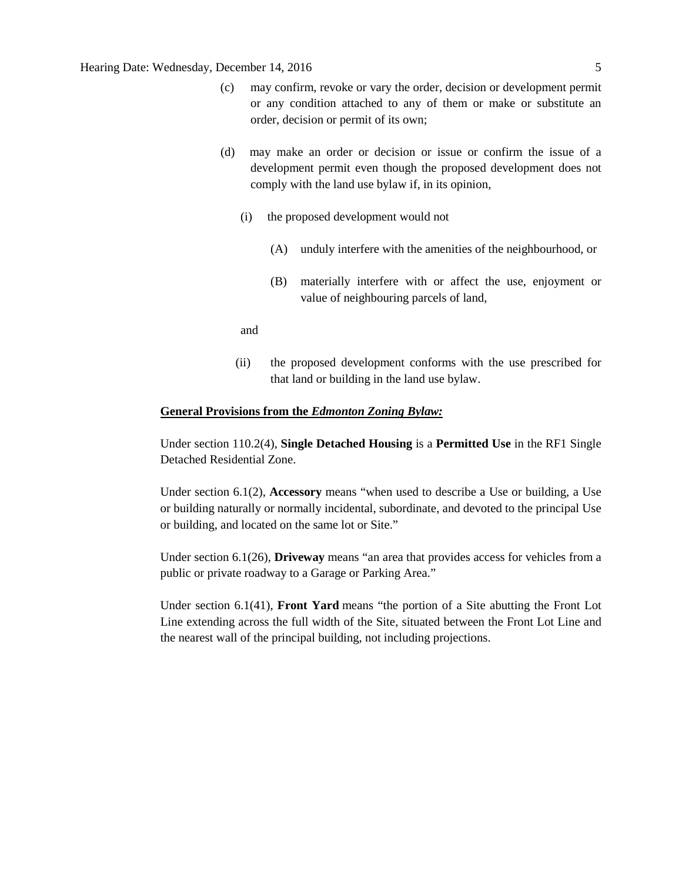(c) may confirm, revoke or vary the order, decision or development permit or any condition attached to any of them or make or substitute an order, decision or permit of its own;

(d) may make an order or decision or issue or confirm the issue of a development permit even though the proposed development does not comply with the land use bylaw if, in its opinion,

(i) the proposed development would not

(A) unduly interfere with the amenities of the neighbourhood, or

(B) materially interfere with or affect the use, enjoyment or value of neighbouring parcels of land,

and

(ii) the proposed development conforms with the use prescribed for that land or building in the land use bylaw.

**General Provisions from the *Edmonton Zoning Bylaw:***

Under section 110.2(4), **Single Detached Housing** is a **Permitted Use** in the RF1 Single Detached Residential Zone.

Under section 6.1(2), **Accessory** means "when used to describe a Use or building, a Use or building naturally or normally incidental, subordinate, and devoted to the principal Use or building, and located on the same lot or Site."

Under section 6.1(26), **Driveway** means "an area that provides access for vehicles from a public or private roadway to a Garage or Parking Area."

Under section 6.1(41), **Front Yard** means "the portion of a Site abutting the Front Lot Line extending across the full width of the Site, situated between the Front Lot Line and the nearest wall of the principal building, not including projections.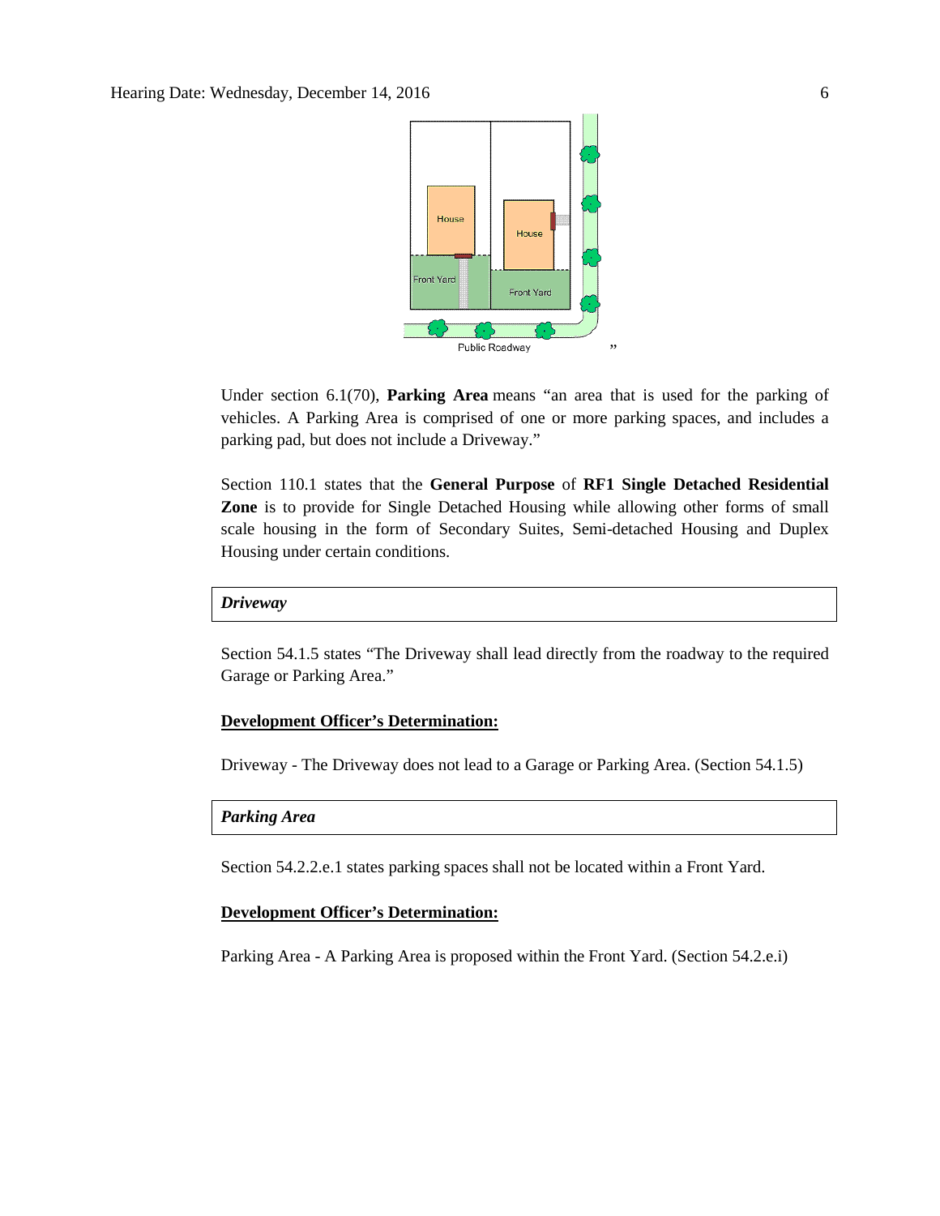House

House

Front Yard

Front Yard

Public Roadway

"

Under section 6.1(70), **Parking Area** means "an area that is used for the parking of vehicles. A Parking Area is comprised of one or more parking spaces, and includes a parking pad, but does not include a Driveway."

Section 110.1 states that the **General Purpose** of **RF1 Single Detached Residential Zone** is to provide for Single Detached Housing while allowing other forms of small scale housing in the form of Secondary Suites, Semi-detached Housing and Duplex Housing under certain conditions.

| ***Driveway*** |
|---|

Section 54.1.5 states "The Driveway shall lead directly from the roadway to the required Garage or Parking Area."

**Development Officer's Determination:**

Driveway - The Driveway does not lead to a Garage or Parking Area. (Section 54.1.5)

| ***Parking Area*** |
|---|

Section 54.2.2.e.1 states parking spaces shall not be located within a Front Yard.

**Development Officer's Determination:**

Parking Area - A Parking Area is proposed within the Front Yard. (Section 54.2.e.i)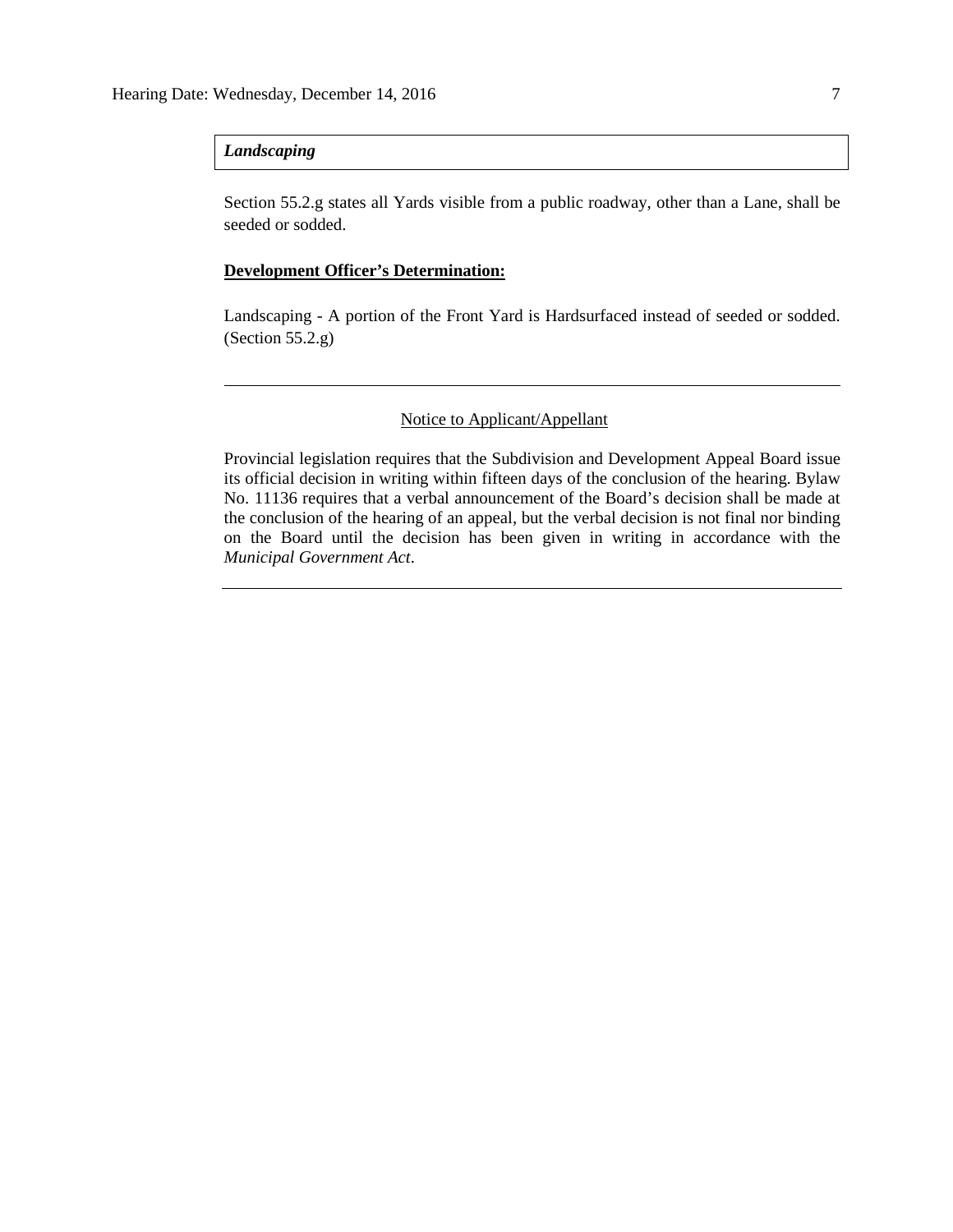***Landscaping***

Section 55.2.g states all Yards visible from a public roadway, other than a Lane, shall be seeded or sodded.

**Development Officer's Determination:**

Landscaping - A portion of the Front Yard is Hardsurfaced instead of seeded or sodded. (Section 55.2.g)

---

Notice to Applicant/Appellant

Provincial legislation requires that the Subdivision and Development Appeal Board issue its official decision in writing within fifteen days of the conclusion of the hearing. Bylaw No. 11136 requires that a verbal announcement of the Board's decision shall be made at the conclusion of the hearing of an appeal, but the verbal decision is not final nor binding on the Board until the decision has been given in writing in accordance with the *Municipal Government Act*.

---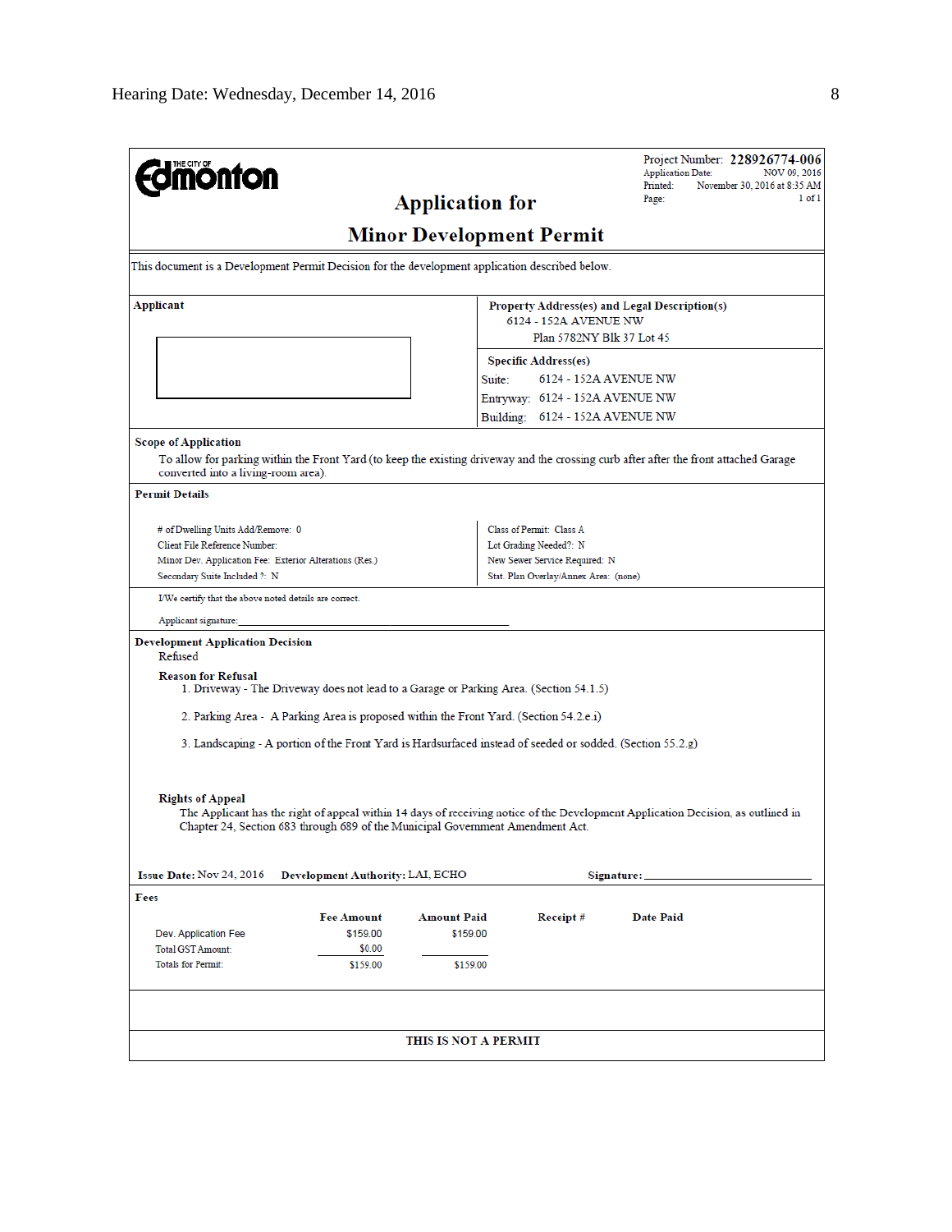THE CITY OF Edmonton

Project Number: **228926774-006**
Application Date: NOV 09, 2016
Printed: November 30, 2016 at 8:35 AM
Page: 1 of 1

# Application for
# Minor Development Permit

This document is a Development Permit Decision for the development application described below.

**Applicant**

**Property Address(es) and Legal Description(s)**
6124 - 152A AVENUE NW
Plan 5782NY Blk 37 Lot 45

**Specific Address(es)**
Suite: 6124 - 152A AVENUE NW
Entryway: 6124 - 152A AVENUE NW
Building: 6124 - 152A AVENUE NW

**Scope of Application**

To allow for parking within the Front Yard (to keep the existing driveway and the crossing curb after after the front attached Garage converted into a living-room area).

**Permit Details**

| | |
|---|---|
| # of Dwelling Units Add/Remove: 0 | Class of Permit: Class A |
| Client File Reference Number: | Lot Grading Needed?: N |
| Minor Dev. Application Fee: Exterior Alterations (Res.) | New Sewer Service Required: N |
| Secondary Suite Included ?: N | Stat. Plan Overlay/Annex Area: (none) |

I/We certify that the above noted details are correct.

Applicant signature: ______________________________

**Development Application Decision**

Refused

**Reason for Refusal**

1. Driveway - The Driveway does not lead to a Garage or Parking Area. (Section 54.1.5)
2. Parking Area - A Parking Area is proposed within the Front Yard. (Section 54.2.e.i)
3. Landscaping - A portion of the Front Yard is Hardsurfaced instead of seeded or sodded. (Section 55.2.g)

**Rights of Appeal**

The Applicant has the right of appeal within 14 days of receiving notice of the Development Application Decision, as outlined in Chapter 24, Section 683 through 689 of the Municipal Government Amendment Act.

**Issue Date:** Nov 24, 2016 **Development Authority:** LAI, ECHO **Signature:** ______________________

**Fees**

| | Fee Amount | Amount Paid | Receipt # | Date Paid |
|---|---|---|---|---|
| Dev. Application Fee | $159.00 | $159.00 | | |
| Total GST Amount: | $0.00 | | | |
| Totals for Permit: | $159.00 | $159.00 | | |

**THIS IS NOT A PERMIT**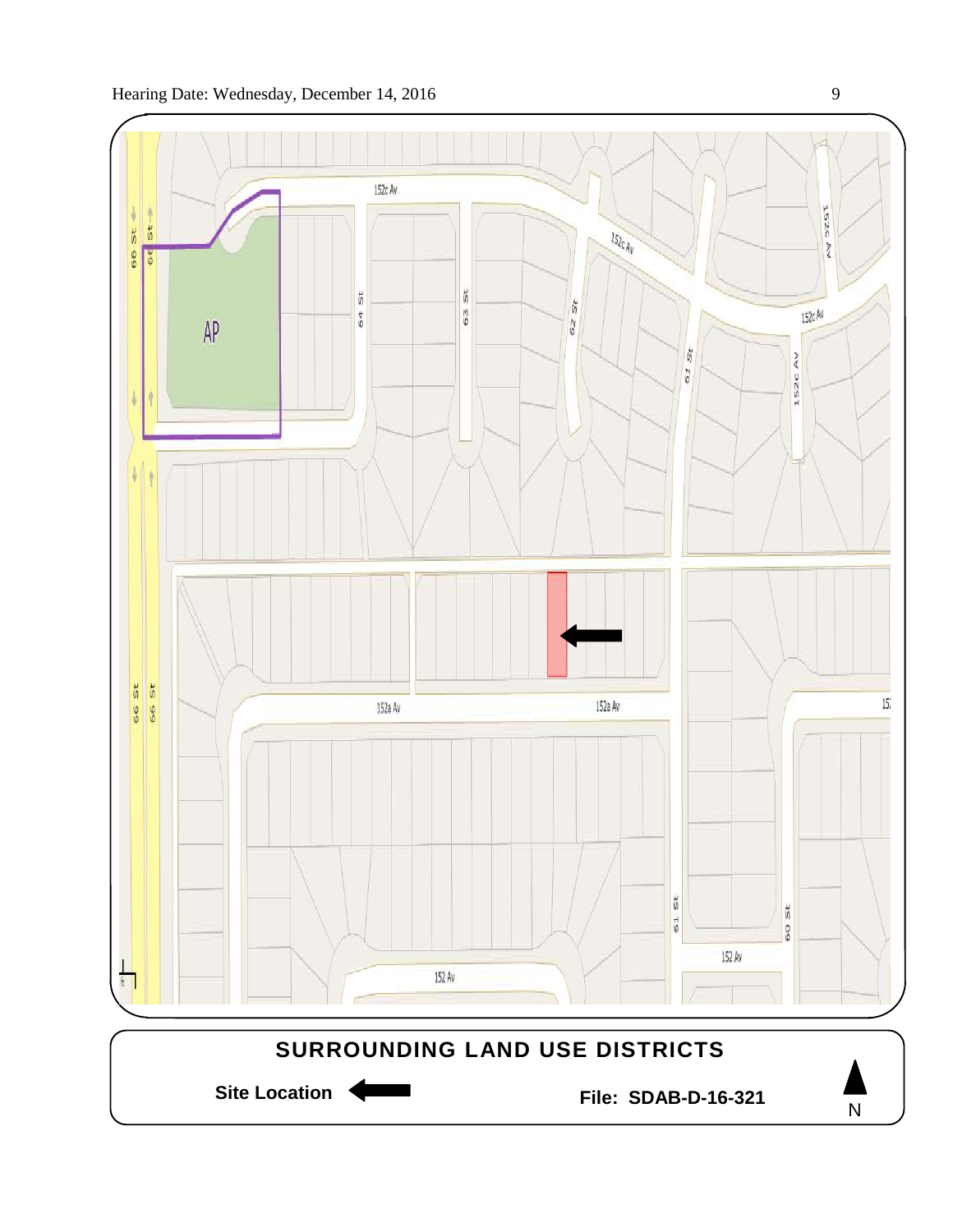SURROUNDING LAND USE DISTRICTS

Site Location

File: SDAB-D-16-321

N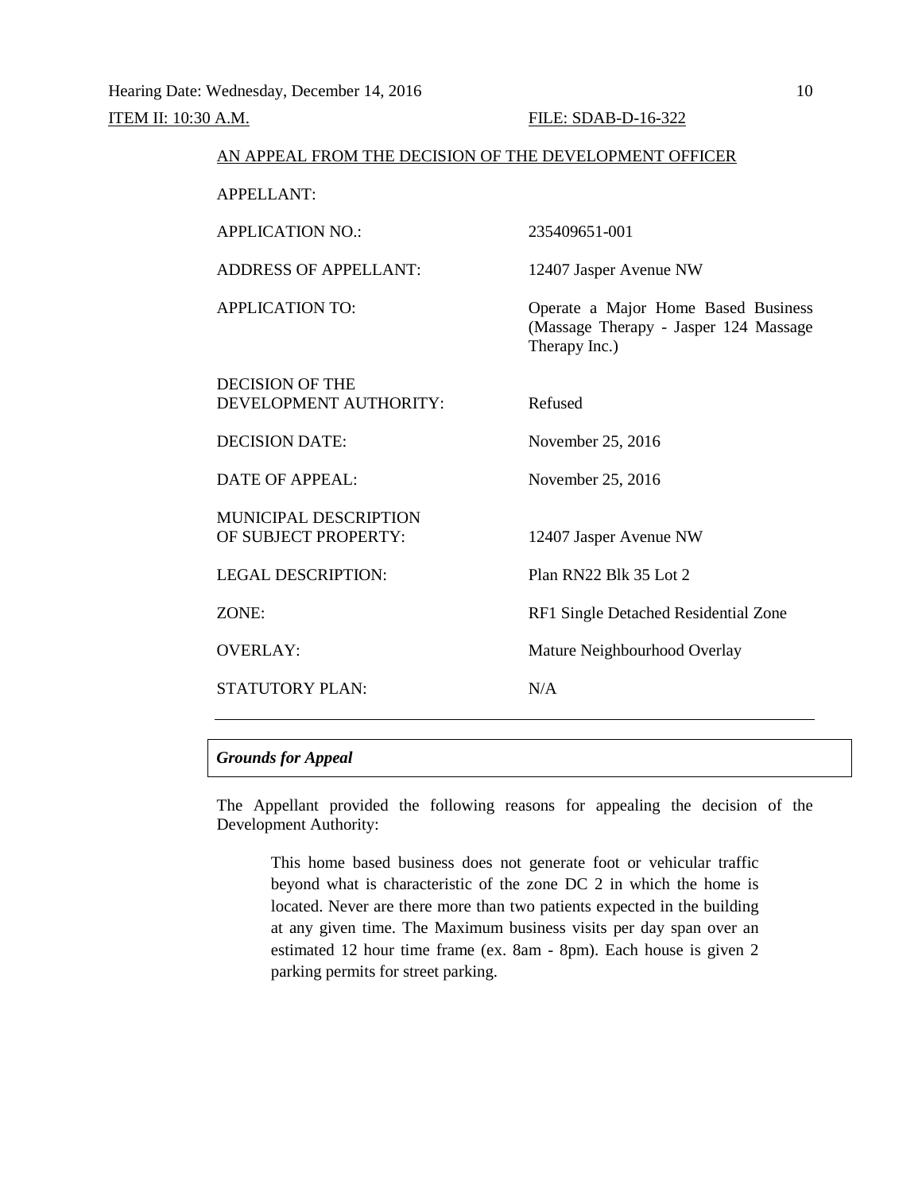Hearing Date: Wednesday, December 14, 2016

ITEM II: 10:30 A.M. FILE: SDAB-D-16-322

AN APPEAL FROM THE DECISION OF THE DEVELOPMENT OFFICER

| | |
|---|---|
| APPELLANT: | |
| APPLICATION NO.: | 235409651-001 |
| ADDRESS OF APPELLANT: | 12407 Jasper Avenue NW |
| APPLICATION TO: | Operate a Major Home Based Business (Massage Therapy - Jasper 124 Massage Therapy Inc.) |
| DECISION OF THE DEVELOPMENT AUTHORITY: | Refused |
| DECISION DATE: | November 25, 2016 |
| DATE OF APPEAL: | November 25, 2016 |
| MUNICIPAL DESCRIPTION OF SUBJECT PROPERTY: | 12407 Jasper Avenue NW |
| LEGAL DESCRIPTION: | Plan RN22 Blk 35 Lot 2 |
| ZONE: | RF1 Single Detached Residential Zone |
| OVERLAY: | Mature Neighbourhood Overlay |
| STATUTORY PLAN: | N/A |

---

***Grounds for Appeal***

The Appellant provided the following reasons for appealing the decision of the Development Authority:

> This home based business does not generate foot or vehicular traffic beyond what is characteristic of the zone DC 2 in which the home is located. Never are there more than two patients expected in the building at any given time. The Maximum business visits per day span over an estimated 12 hour time frame (ex. 8am - 8pm). Each house is given 2 parking permits for street parking.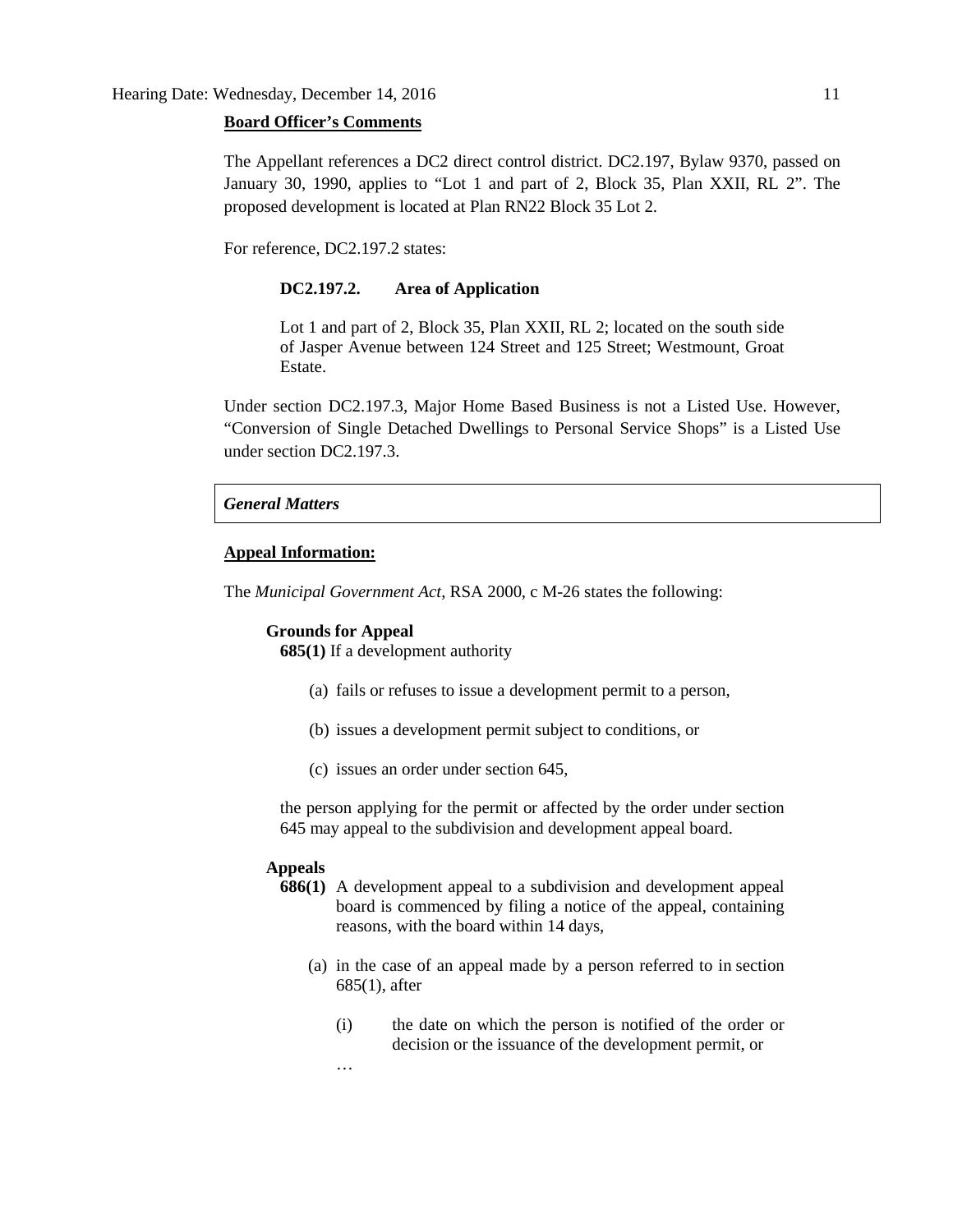**Board Officer's Comments**

The Appellant references a DC2 direct control district. DC2.197, Bylaw 9370, passed on January 30, 1990, applies to "Lot 1 and part of 2, Block 35, Plan XXII, RL 2". The proposed development is located at Plan RN22 Block 35 Lot 2.

For reference, DC2.197.2 states:

> **DC2.197.2. Area of Application**
>
> Lot 1 and part of 2, Block 35, Plan XXII, RL 2; located on the south side of Jasper Avenue between 124 Street and 125 Street; Westmount, Groat Estate.

Under section DC2.197.3, Major Home Based Business is not a Listed Use. However, "Conversion of Single Detached Dwellings to Personal Service Shops" is a Listed Use under section DC2.197.3.

*General Matters*

**Appeal Information:**

The *Municipal Government Act*, RSA 2000, c M-26 states the following:

> **Grounds for Appeal**
>
> **685(1)** If a development authority
>
> (a) fails or refuses to issue a development permit to a person,
>
> (b) issues a development permit subject to conditions, or
>
> (c) issues an order under section 645,
>
> the person applying for the permit or affected by the order under section 645 may appeal to the subdivision and development appeal board.
>
> **Appeals**
>
> **686(1)** A development appeal to a subdivision and development appeal board is commenced by filing a notice of the appeal, containing reasons, with the board within 14 days,
>
> (a) in the case of an appeal made by a person referred to in section 685(1), after
>
> (i) the date on which the person is notified of the order or decision or the issuance of the development permit, or
>
> …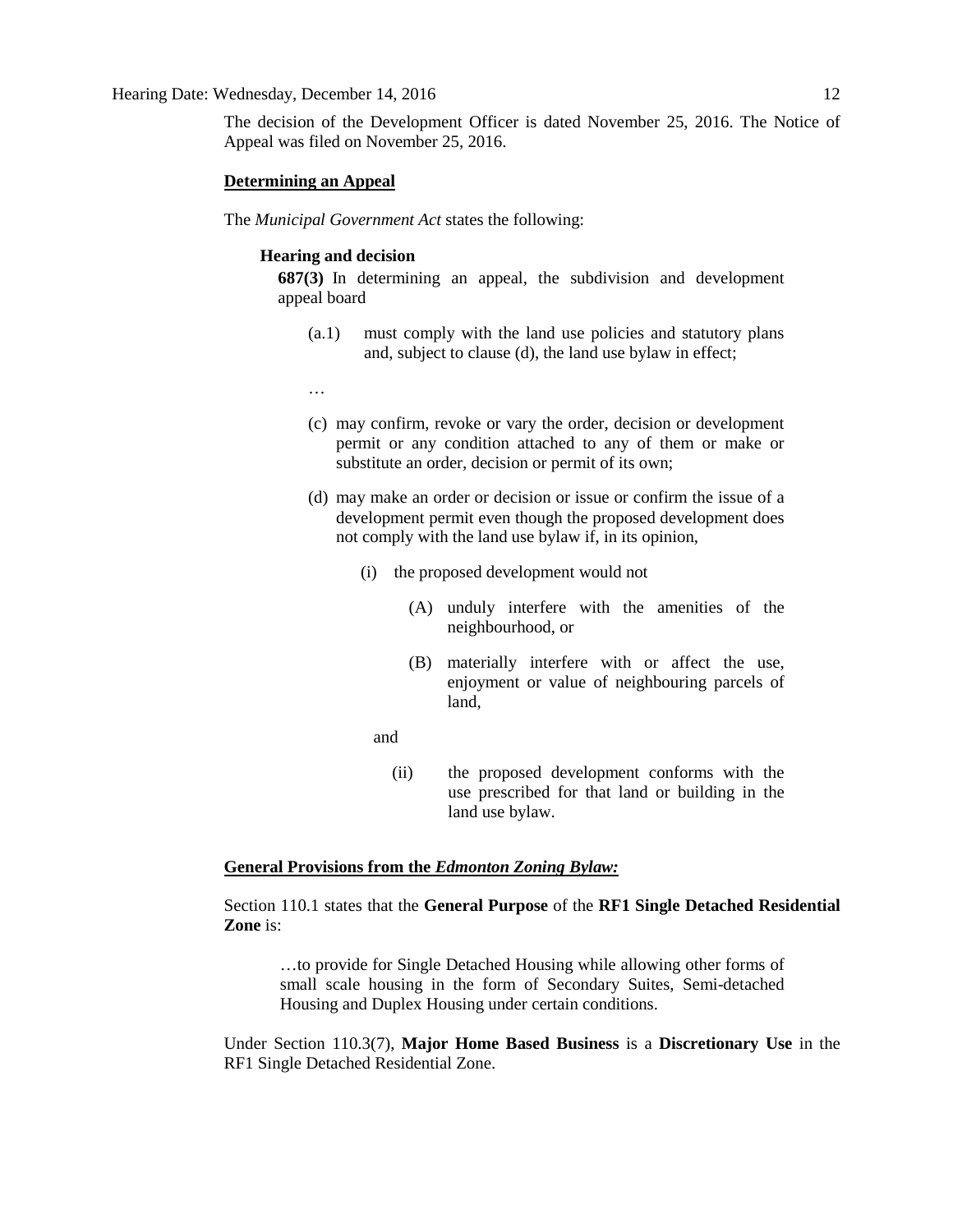The decision of the Development Officer is dated November 25, 2016. The Notice of Appeal was filed on November 25, 2016.

**Determining an Appeal**

The *Municipal Government Act* states the following:

**Hearing and decision**

**687(3)** In determining an appeal, the subdivision and development appeal board

(a.1) must comply with the land use policies and statutory plans and, subject to clause (d), the land use bylaw in effect;

…

(c) may confirm, revoke or vary the order, decision or development permit or any condition attached to any of them or make or substitute an order, decision or permit of its own;

(d) may make an order or decision or issue or confirm the issue of a development permit even though the proposed development does not comply with the land use bylaw if, in its opinion,

(i) the proposed development would not

(A) unduly interfere with the amenities of the neighbourhood, or

(B) materially interfere with or affect the use, enjoyment or value of neighbouring parcels of land,

and

(ii) the proposed development conforms with the use prescribed for that land or building in the land use bylaw.

**General Provisions from the *Edmonton Zoning Bylaw:***

Section 110.1 states that the **General Purpose** of the **RF1 Single Detached Residential Zone** is:

…to provide for Single Detached Housing while allowing other forms of small scale housing in the form of Secondary Suites, Semi-detached Housing and Duplex Housing under certain conditions.

Under Section 110.3(7), **Major Home Based Business** is a **Discretionary Use** in the RF1 Single Detached Residential Zone.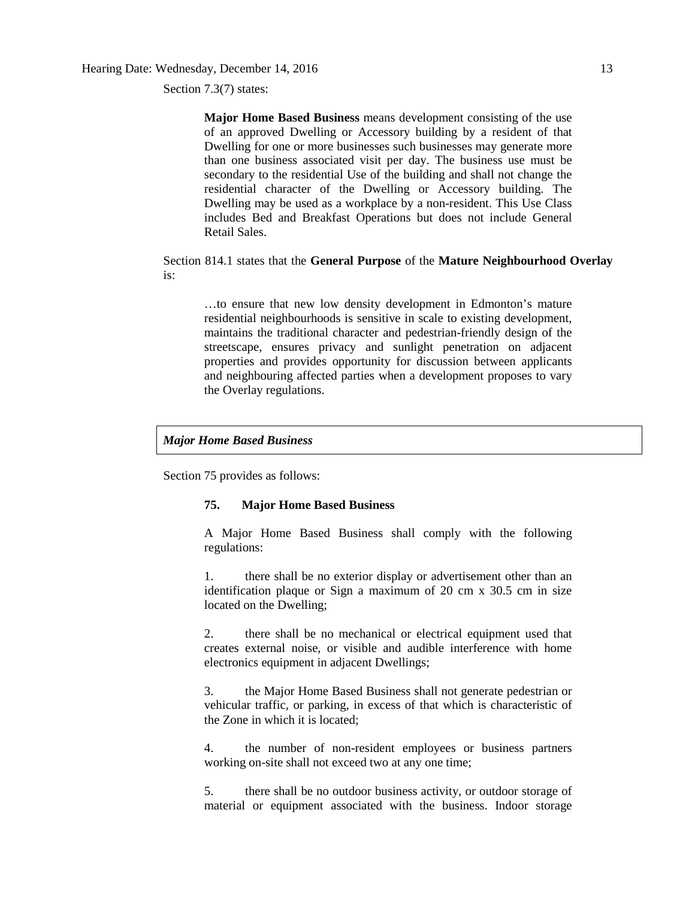Section 7.3(7) states:

> **Major Home Based Business** means development consisting of the use of an approved Dwelling or Accessory building by a resident of that Dwelling for one or more businesses such businesses may generate more than one business associated visit per day. The business use must be secondary to the residential Use of the building and shall not change the residential character of the Dwelling or Accessory building. The Dwelling may be used as a workplace by a non-resident. This Use Class includes Bed and Breakfast Operations but does not include General Retail Sales.

Section 814.1 states that the **General Purpose** of the **Mature Neighbourhood Overlay** is:

> …to ensure that new low density development in Edmonton's mature residential neighbourhoods is sensitive in scale to existing development, maintains the traditional character and pedestrian-friendly design of the streetscape, ensures privacy and sunlight penetration on adjacent properties and provides opportunity for discussion between applicants and neighbouring affected parties when a development proposes to vary the Overlay regulations.

***Major Home Based Business***

Section 75 provides as follows:

> **75. Major Home Based Business**
>
> A Major Home Based Business shall comply with the following regulations:
>
> 1. there shall be no exterior display or advertisement other than an identification plaque or Sign a maximum of 20 cm x 30.5 cm in size located on the Dwelling;
>
> 2. there shall be no mechanical or electrical equipment used that creates external noise, or visible and audible interference with home electronics equipment in adjacent Dwellings;
>
> 3. the Major Home Based Business shall not generate pedestrian or vehicular traffic, or parking, in excess of that which is characteristic of the Zone in which it is located;
>
> 4. the number of non-resident employees or business partners working on-site shall not exceed two at any one time;
>
> 5. there shall be no outdoor business activity, or outdoor storage of material or equipment associated with the business. Indoor storage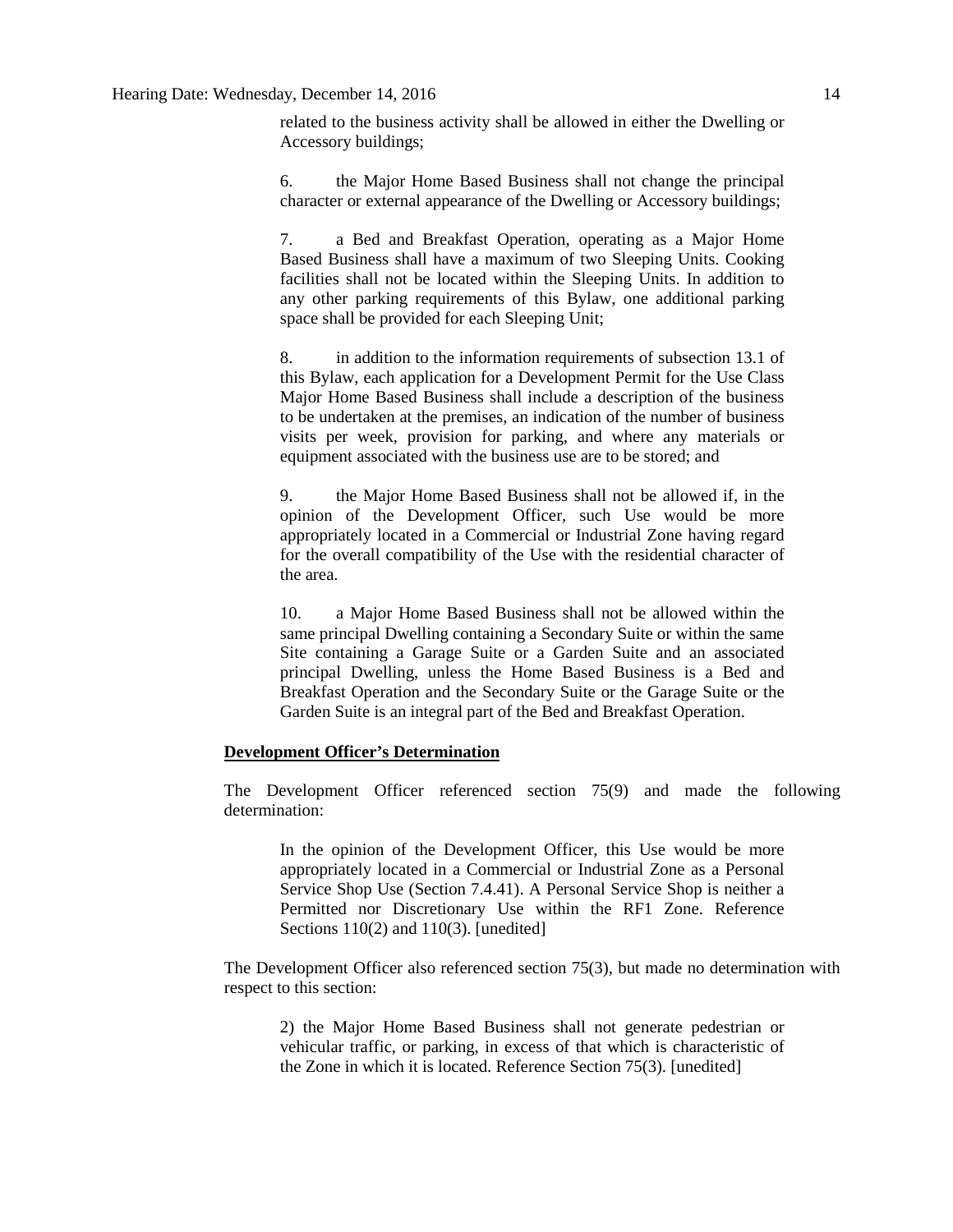related to the business activity shall be allowed in either the Dwelling or Accessory buildings;

6. the Major Home Based Business shall not change the principal character or external appearance of the Dwelling or Accessory buildings;

7. a Bed and Breakfast Operation, operating as a Major Home Based Business shall have a maximum of two Sleeping Units. Cooking facilities shall not be located within the Sleeping Units. In addition to any other parking requirements of this Bylaw, one additional parking space shall be provided for each Sleeping Unit;

8. in addition to the information requirements of subsection 13.1 of this Bylaw, each application for a Development Permit for the Use Class Major Home Based Business shall include a description of the business to be undertaken at the premises, an indication of the number of business visits per week, provision for parking, and where any materials or equipment associated with the business use are to be stored; and

9. the Major Home Based Business shall not be allowed if, in the opinion of the Development Officer, such Use would be more appropriately located in a Commercial or Industrial Zone having regard for the overall compatibility of the Use with the residential character of the area.

10. a Major Home Based Business shall not be allowed within the same principal Dwelling containing a Secondary Suite or within the same Site containing a Garage Suite or a Garden Suite and an associated principal Dwelling, unless the Home Based Business is a Bed and Breakfast Operation and the Secondary Suite or the Garage Suite or the Garden Suite is an integral part of the Bed and Breakfast Operation.

**Development Officer's Determination**

The Development Officer referenced section 75(9) and made the following determination:

> In the opinion of the Development Officer, this Use would be more appropriately located in a Commercial or Industrial Zone as a Personal Service Shop Use (Section 7.4.41). A Personal Service Shop is neither a Permitted nor Discretionary Use within the RF1 Zone. Reference Sections 110(2) and 110(3). [unedited]

The Development Officer also referenced section 75(3), but made no determination with respect to this section:

> 2) the Major Home Based Business shall not generate pedestrian or vehicular traffic, or parking, in excess of that which is characteristic of the Zone in which it is located. Reference Section 75(3). [unedited]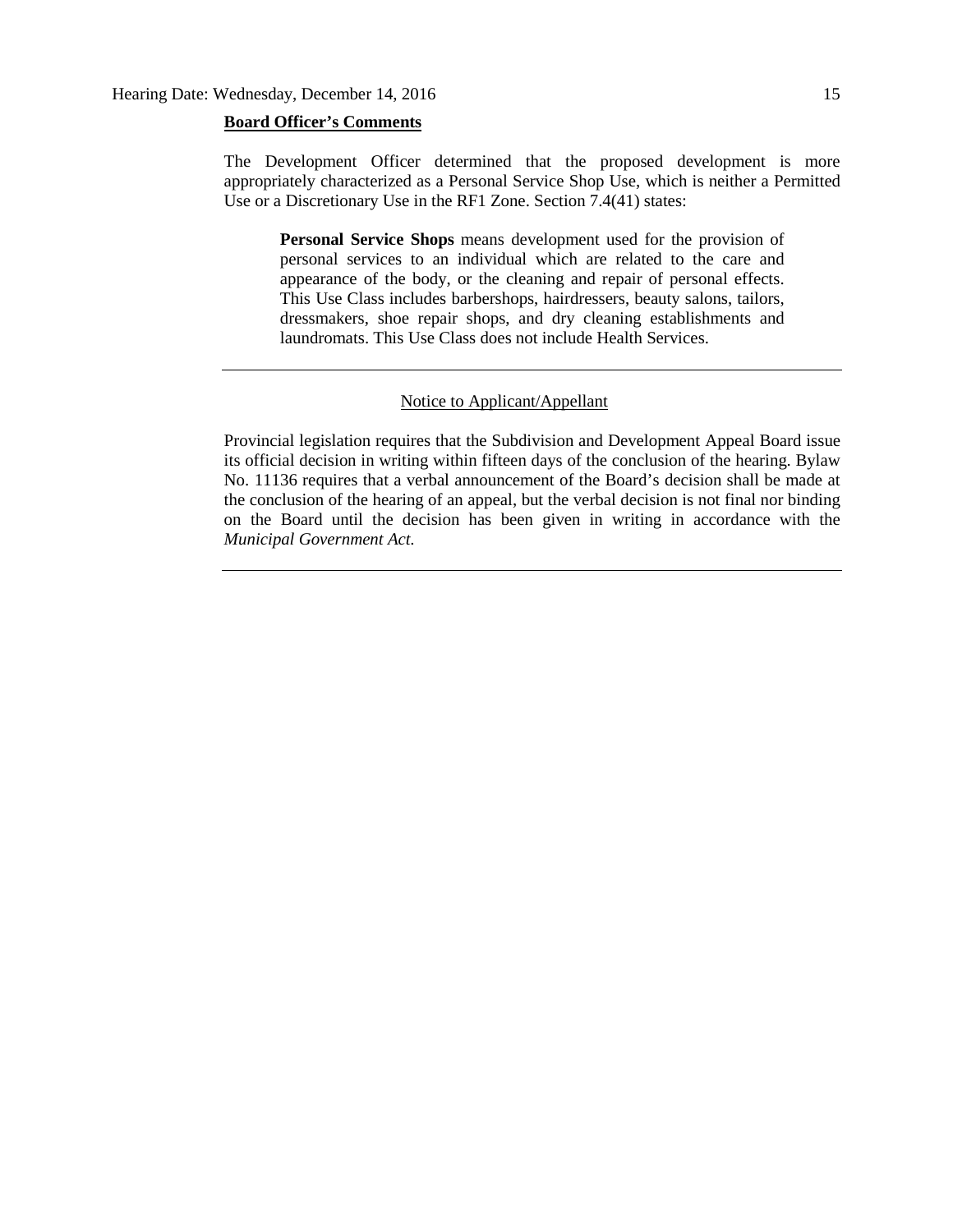**Board Officer's Comments**

The Development Officer determined that the proposed development is more appropriately characterized as a Personal Service Shop Use, which is neither a Permitted Use or a Discretionary Use in the RF1 Zone. Section 7.4(41) states:

> **Personal Service Shops** means development used for the provision of personal services to an individual which are related to the care and appearance of the body, or the cleaning and repair of personal effects. This Use Class includes barbershops, hairdressers, beauty salons, tailors, dressmakers, shoe repair shops, and dry cleaning establishments and laundromats. This Use Class does not include Health Services.

---

Notice to Applicant/Appellant

Provincial legislation requires that the Subdivision and Development Appeal Board issue its official decision in writing within fifteen days of the conclusion of the hearing. Bylaw No. 11136 requires that a verbal announcement of the Board's decision shall be made at the conclusion of the hearing of an appeal, but the verbal decision is not final nor binding on the Board until the decision has been given in writing in accordance with the *Municipal Government Act*.

---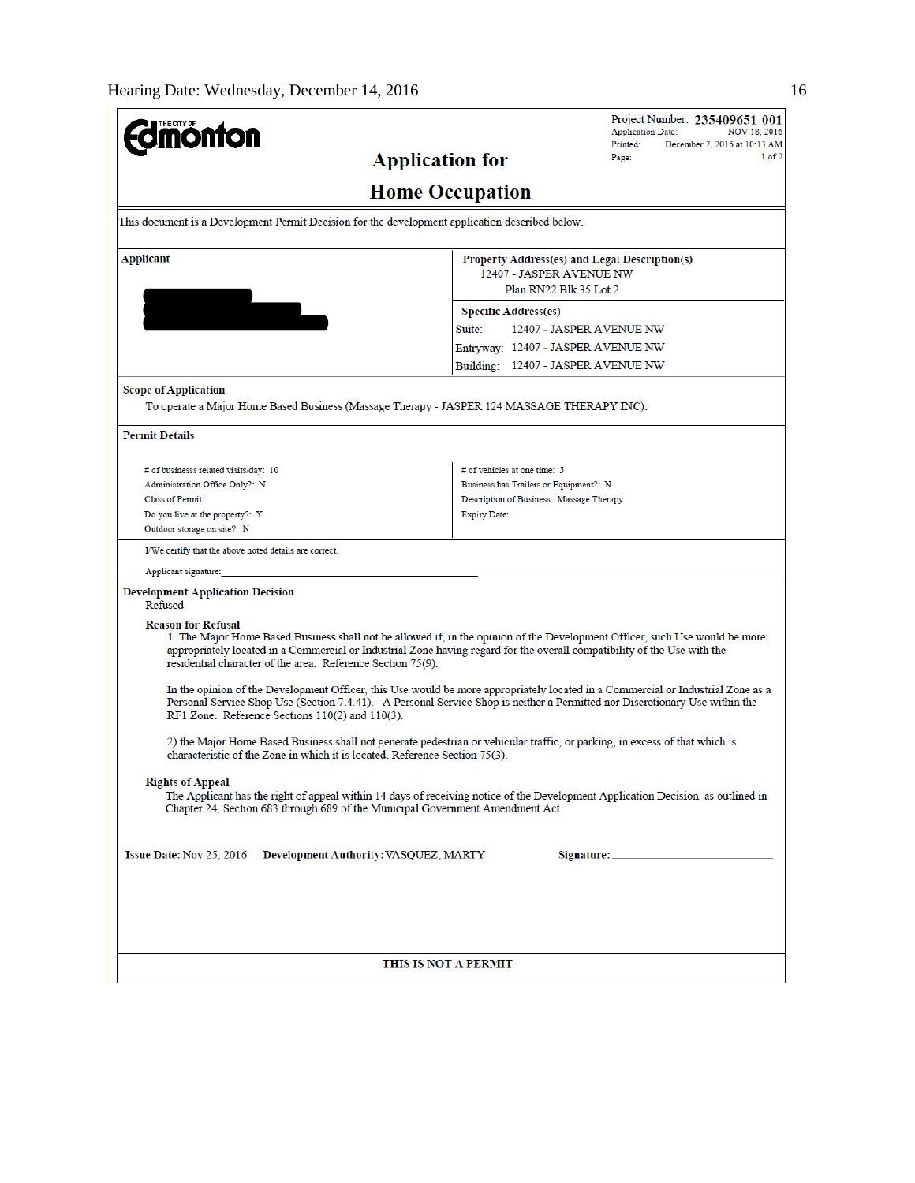THE CITY OF Edmonton

# Application for Home Occupation

Project Number: **235409651-001**
Application Date: NOV 18, 2016
Printed: December 7, 2016 at 10:13 AM
Page: 1 of 2

This document is a Development Permit Decision for the development application described below.

**Applicant**

**Property Address(es) and Legal Description(s)**
12407 - JASPER AVENUE NW
Plan RN22 Blk 35 Lot 2

**Specific Address(es)**
Suite: 12407 - JASPER AVENUE NW
Entryway: 12407 - JASPER AVENUE NW
Building: 12407 - JASPER AVENUE NW

**Scope of Application**

To operate a Major Home Based Business (Massage Therapy - JASPER 124 MASSAGE THERAPY INC).

**Permit Details**

| | |
|---|---|
| # of businesss related visits/day: 10 | # of vehicles at one time: 5 |
| Administration Office Only?: N | Business has Trailers or Equipment?: N |
| Class of Permit: | Description of Business: Massage Therapy |
| Do you live at the property?: Y | Expiry Date: |
| Outdoor storage on site?: N | |

I/We certify that the above noted details are correct.

Applicant signature: ______________________________

**Development Application Decision**

Refused

**Reason for Refusal**

1. The Major Home Based Business shall not be allowed if, in the opinion of the Development Officer, such Use would be more appropriately located in a Commercial or Industrial Zone having regard for the overall compatibility of the Use with the residential character of the area. Reference Section 75(9).

In the opinion of the Development Officer, this Use would be more appropriately located in a Commercial or Industrial Zone as a Personal Service Shop Use (Section 7.4.41). A Personal Service Shop is neither a Permitted nor Discretionary Use within the RF1 Zone. Reference Sections 110(2) and 110(3).

2) the Major Home Based Business shall not generate pedestrian or vehicular traffic, or parking, in excess of that which is characteristic of the Zone in which it is located. Reference Section 75(3).

**Rights of Appeal**

The Applicant has the right of appeal within 14 days of receiving notice of the Development Application Decision, as outlined in Chapter 24, Section 683 through 689 of the Municipal Government Amendment Act.

**Issue Date:** Nov 25, 2016 **Development Authority:** VASQUEZ, MARTY **Signature:** ______________________

**THIS IS NOT A PERMIT**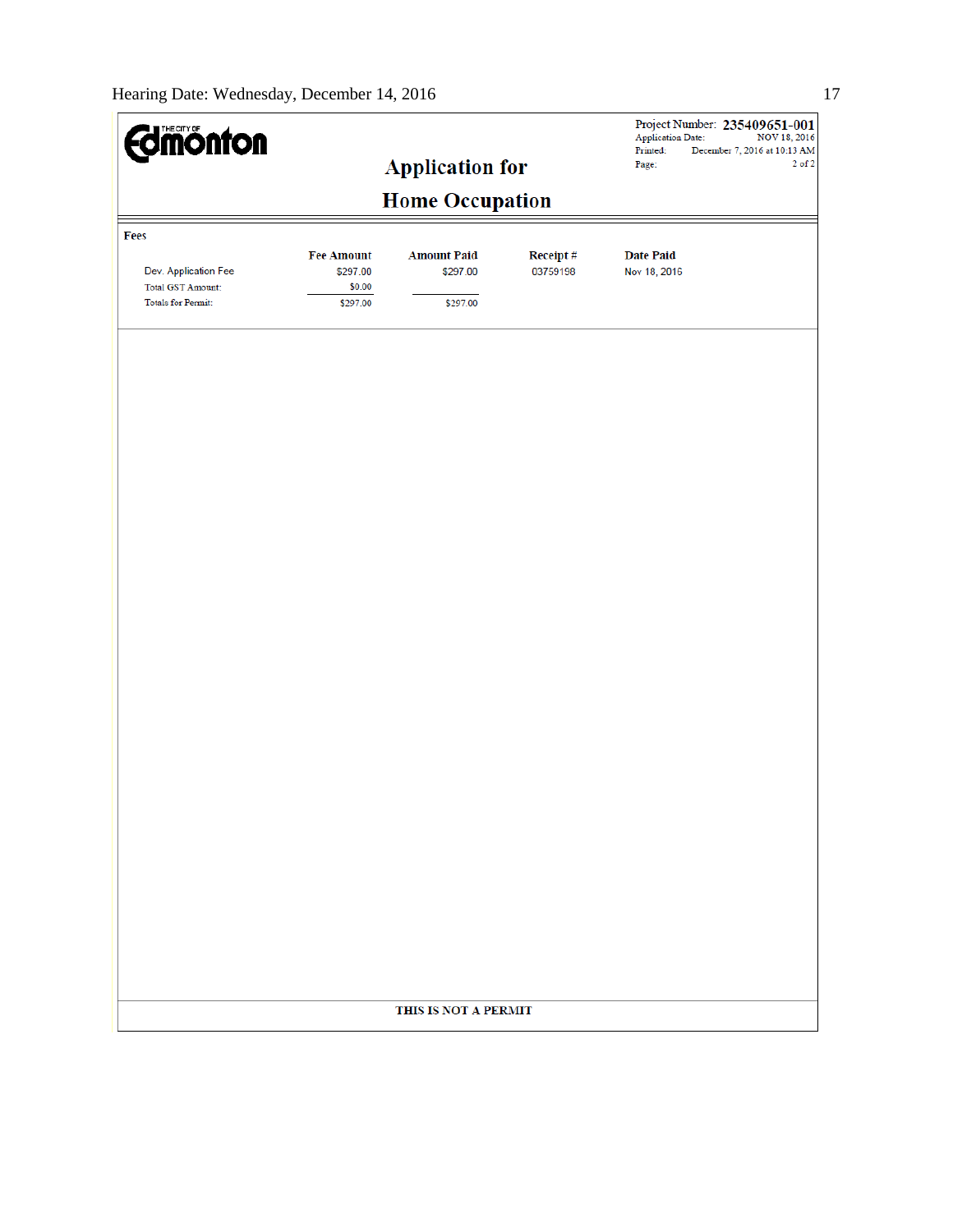Project Number: **235409651-001**
Application Date: NOV 18, 2016
Printed: December 7, 2016 at 10:13 AM

# Application for Home Occupation

**Fees**

| | Fee Amount | Amount Paid | Receipt # | Date Paid |
|---|---|---|---|---|
| Dev. Application Fee | $297.00 | $297.00 | 03759198 | Nov 18, 2016 |
| Total GST Amount: | $0.00 | | | |
| Totals for Permit: | $297.00 | $297.00 | | |

**THIS IS NOT A PERMIT**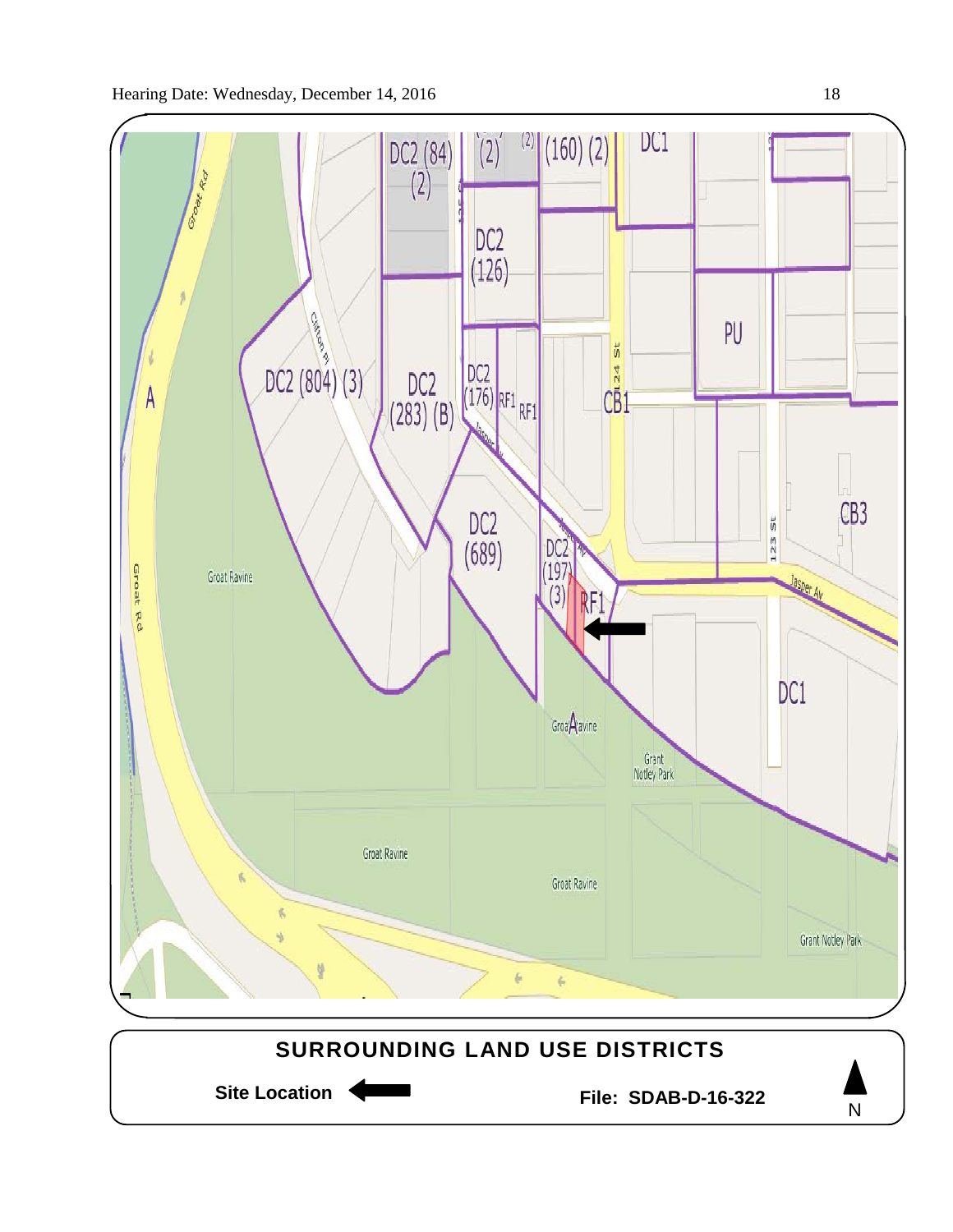## SURROUNDING LAND USE DISTRICTS

**Site Location** ⬅

**File: SDAB-D-16-322**

N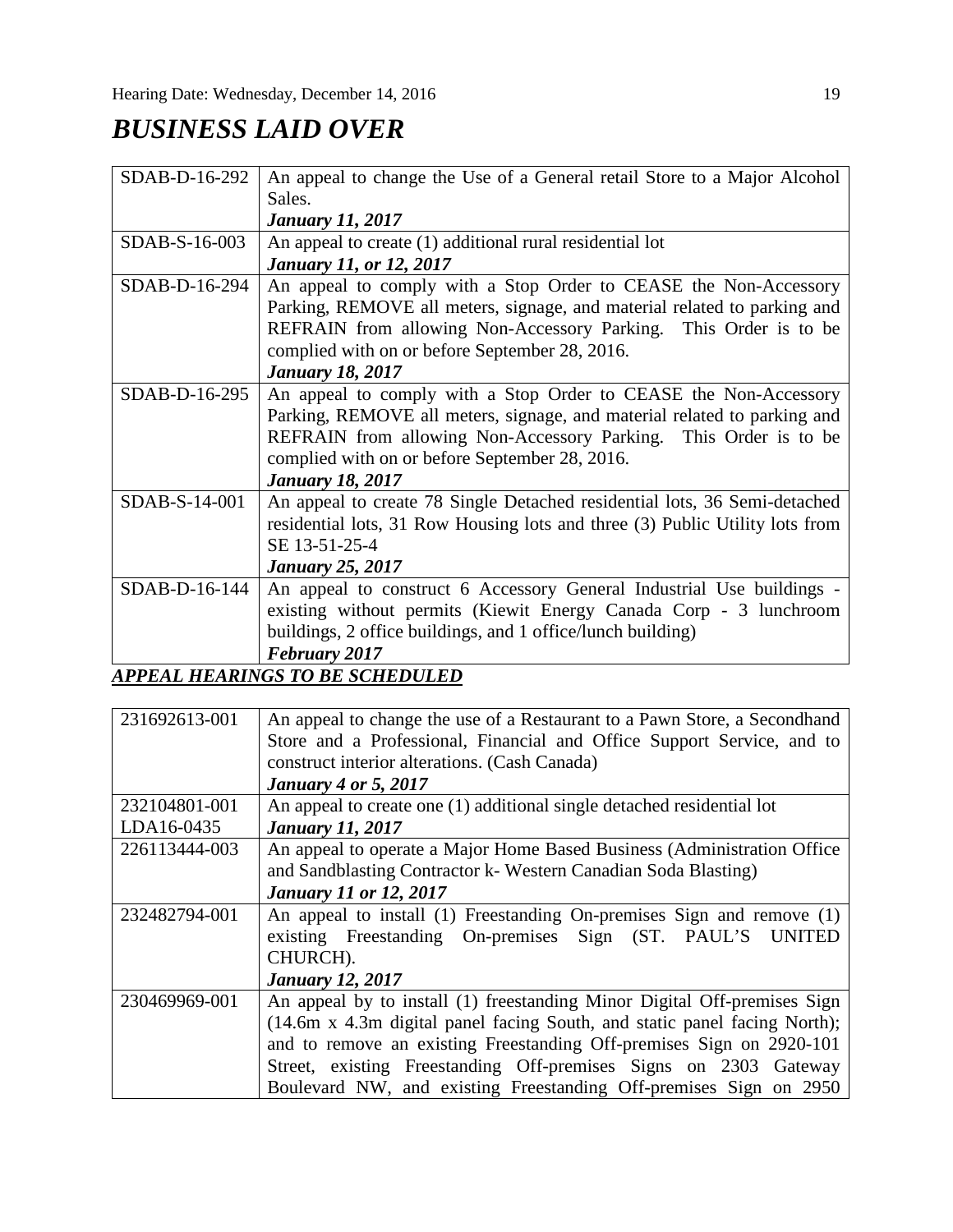# *BUSINESS LAID OVER*

| | |
|---|---|
| SDAB-D-16-292 | An appeal to change the Use of a General retail Store to a Major Alcohol Sales.<br>***January 11, 2017*** |
| SDAB-S-16-003 | An appeal to create (1) additional rural residential lot<br>***January 11, or 12, 2017*** |
| SDAB-D-16-294 | An appeal to comply with a Stop Order to CEASE the Non-Accessory Parking, REMOVE all meters, signage, and material related to parking and REFRAIN from allowing Non-Accessory Parking. This Order is to be complied with on or before September 28, 2016.<br>***January 18, 2017*** |
| SDAB-D-16-295 | An appeal to comply with a Stop Order to CEASE the Non-Accessory Parking, REMOVE all meters, signage, and material related to parking and REFRAIN from allowing Non-Accessory Parking. This Order is to be complied with on or before September 28, 2016.<br>***January 18, 2017*** |
| SDAB-S-14-001 | An appeal to create 78 Single Detached residential lots, 36 Semi-detached residential lots, 31 Row Housing lots and three (3) Public Utility lots from SE 13-51-25-4<br>***January 25, 2017*** |
| SDAB-D-16-144 | An appeal to construct 6 Accessory General Industrial Use buildings - existing without permits (Kiewit Energy Canada Corp - 3 lunchroom buildings, 2 office buildings, and 1 office/lunch building)<br>***February 2017*** |

***APPEAL HEARINGS TO BE SCHEDULED***

| | |
|---|---|
| 231692613-001 | An appeal to change the use of a Restaurant to a Pawn Store, a Secondhand Store and a Professional, Financial and Office Support Service, and to construct interior alterations. (Cash Canada)<br>***January 4 or 5, 2017*** |
| 232104801-001<br>LDA16-0435 | An appeal to create one (1) additional single detached residential lot<br>***January 11, 2017*** |
| 226113444-003 | An appeal to operate a Major Home Based Business (Administration Office and Sandblasting Contractor k- Western Canadian Soda Blasting)<br>***January 11 or 12, 2017*** |
| 232482794-001 | An appeal to install (1) Freestanding On-premises Sign and remove (1) existing Freestanding On-premises Sign (ST. PAUL'S UNITED CHURCH).<br>***January 12, 2017*** |
| 230469969-001 | An appeal by to install (1) freestanding Minor Digital Off-premises Sign (14.6m x 4.3m digital panel facing South, and static panel facing North); and to remove an existing Freestanding Off-premises Sign on 2920-101 Street, existing Freestanding Off-premises Signs on 2303 Gateway Boulevard NW, and existing Freestanding Off-premises Sign on 2950 |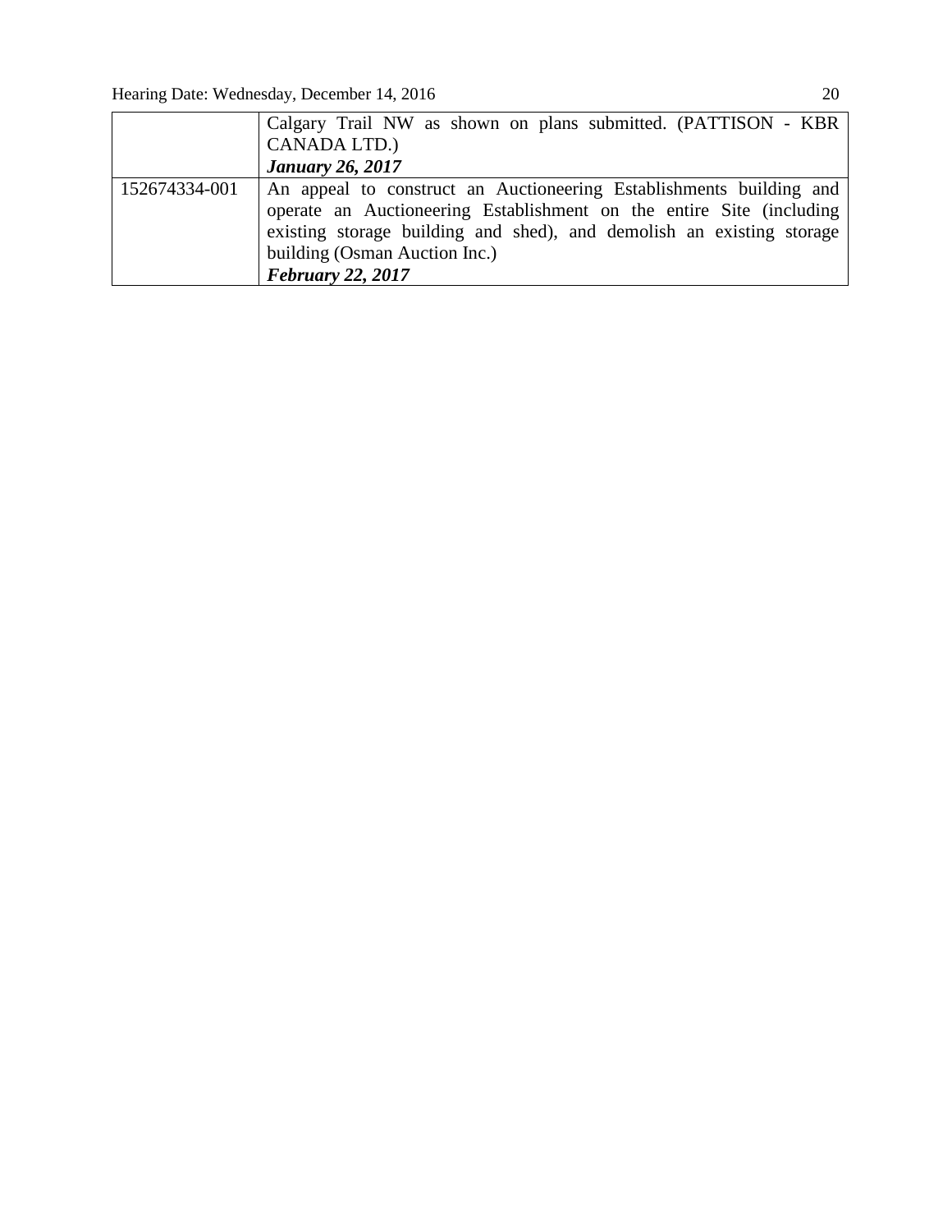| | |
|---|---|
| | Calgary Trail NW as shown on plans submitted. (PATTISON - KBR CANADA LTD.) ***January 26, 2017*** |
| 152674334-001 | An appeal to construct an Auctioneering Establishments building and operate an Auctioneering Establishment on the entire Site (including existing storage building and shed), and demolish an existing storage building (Osman Auction Inc.) ***February 22, 2017*** |